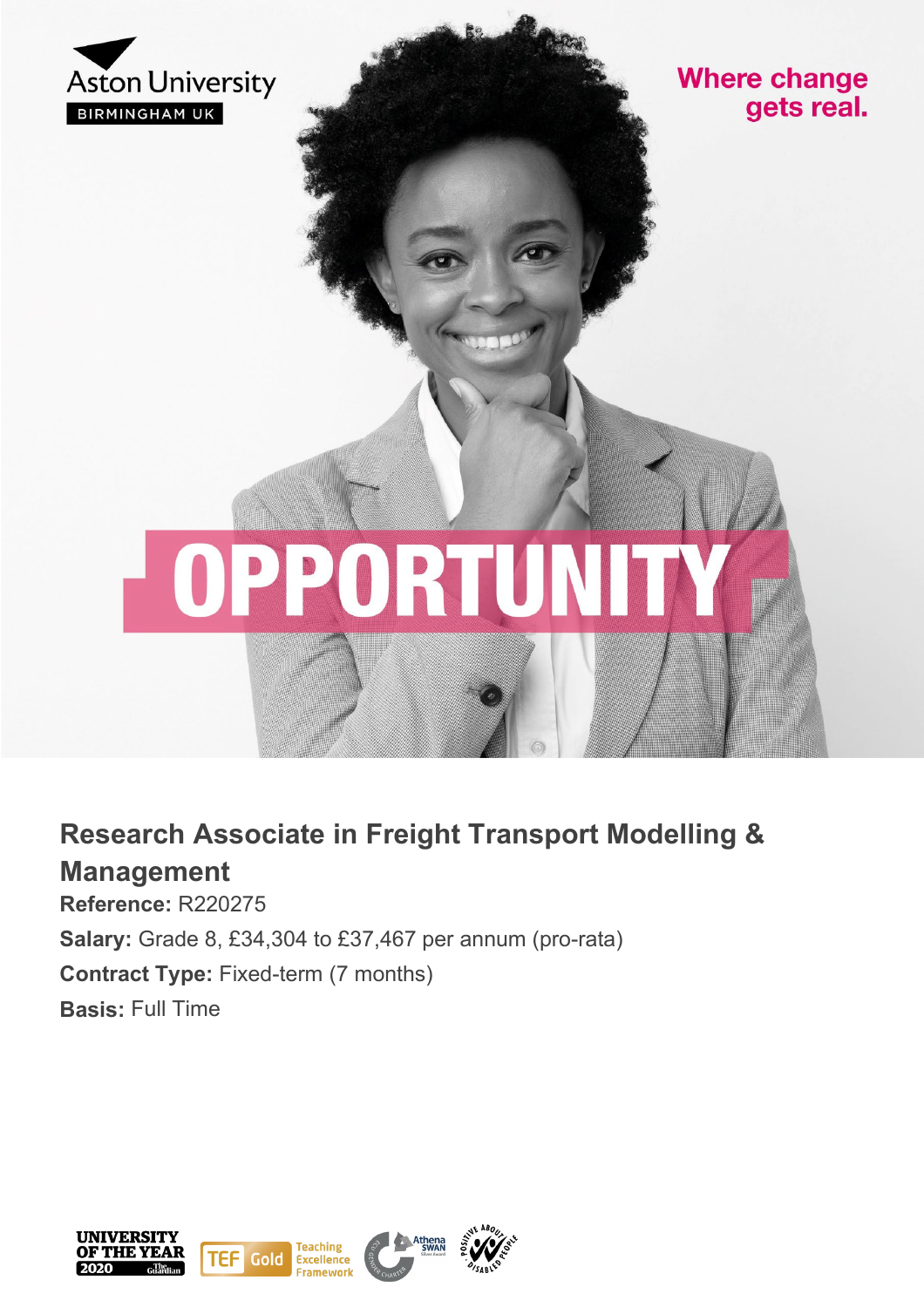Aston University
BIRMINGHAM UK

Where change gets real.

OPPORTUNITY

## Research Associate in Freight Transport Modelling & Management

**Reference:** R220275

**Salary:** Grade 8, £34,304 to £37,467 per annum (pro-rata)

**Contract Type:** Fixed-term (7 months)

**Basis:** Full Time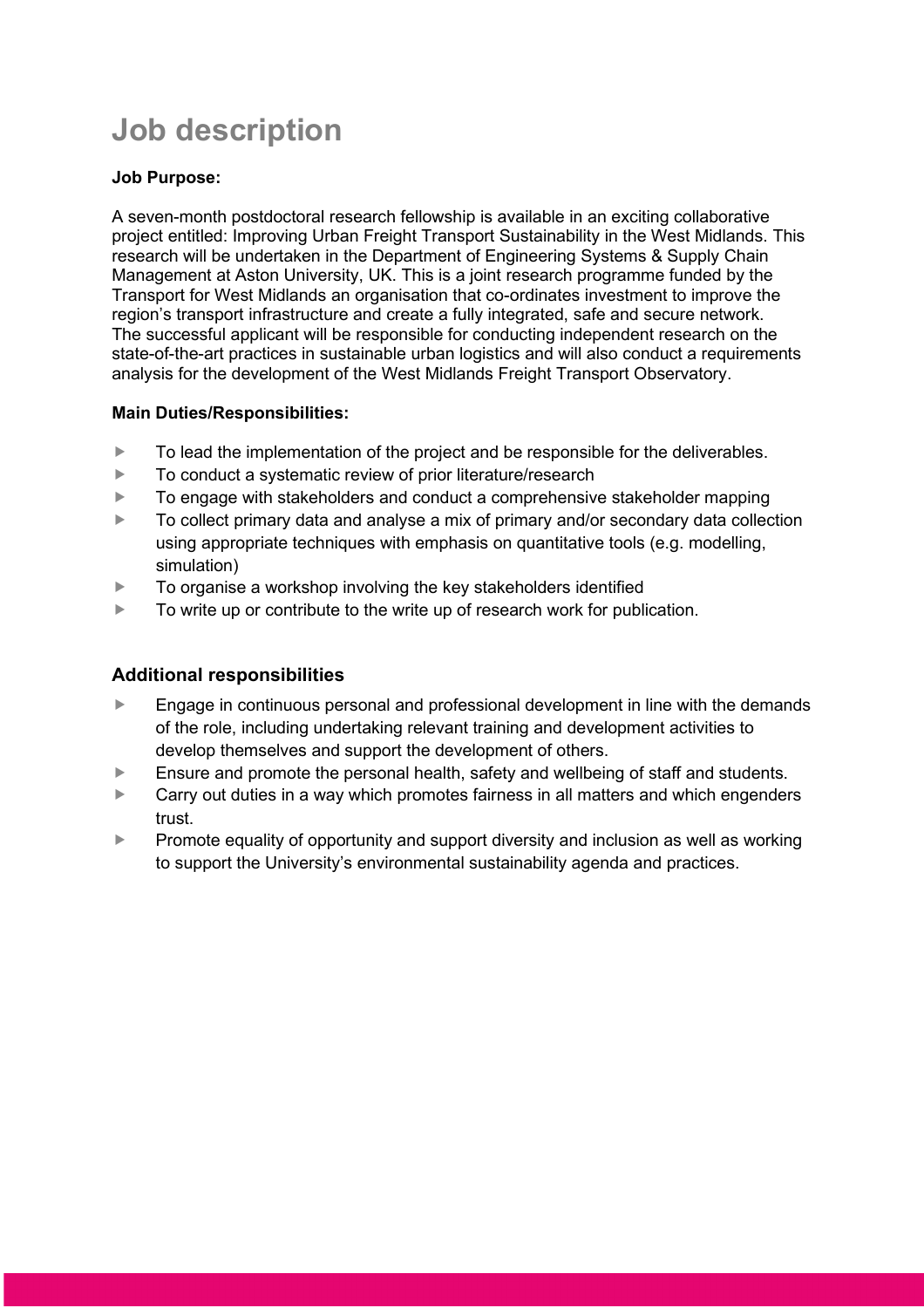# Job description

**Job Purpose:**

A seven-month postdoctoral research fellowship is available in an exciting collaborative project entitled: Improving Urban Freight Transport Sustainability in the West Midlands. This research will be undertaken in the Department of Engineering Systems & Supply Chain Management at Aston University, UK. This is a joint research programme funded by the Transport for West Midlands an organisation that co-ordinates investment to improve the region's transport infrastructure and create a fully integrated, safe and secure network. The successful applicant will be responsible for conducting independent research on the state-of-the-art practices in sustainable urban logistics and will also conduct a requirements analysis for the development of the West Midlands Freight Transport Observatory.

**Main Duties/Responsibilities:**

- To lead the implementation of the project and be responsible for the deliverables.
- To conduct a systematic review of prior literature/research
- To engage with stakeholders and conduct a comprehensive stakeholder mapping
- To collect primary data and analyse a mix of primary and/or secondary data collection using appropriate techniques with emphasis on quantitative tools (e.g. modelling, simulation)
- To organise a workshop involving the key stakeholders identified
- To write up or contribute to the write up of research work for publication.

## Additional responsibilities

- Engage in continuous personal and professional development in line with the demands of the role, including undertaking relevant training and development activities to develop themselves and support the development of others.
- Ensure and promote the personal health, safety and wellbeing of staff and students.
- Carry out duties in a way which promotes fairness in all matters and which engenders trust.
- Promote equality of opportunity and support diversity and inclusion as well as working to support the University's environmental sustainability agenda and practices.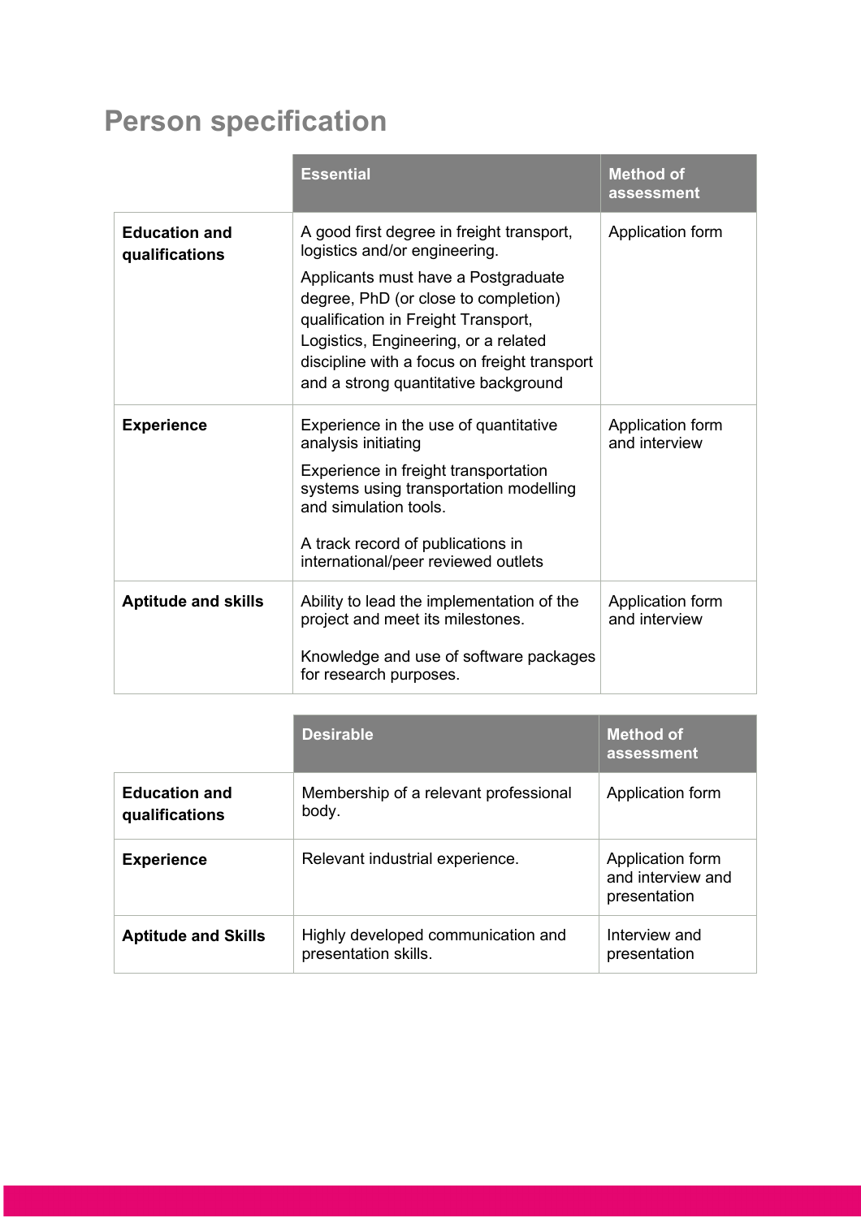## Person specification

| | Essential | Method of assessment |
|---|---|---|
| **Education and qualifications** | A good first degree in freight transport, logistics and/or engineering.<br><br>Applicants must have a Postgraduate degree, PhD (or close to completion) qualification in Freight Transport, Logistics, Engineering, or a related discipline with a focus on freight transport and a strong quantitative background | Application form |
| **Experience** | Experience in the use of quantitative analysis initiating<br><br>Experience in freight transportation systems using transportation modelling and simulation tools.<br><br>A track record of publications in international/peer reviewed outlets | Application form and interview |
| **Aptitude and skills** | Ability to lead the implementation of the project and meet its milestones.<br><br>Knowledge and use of software packages for research purposes. | Application form and interview |

| | Desirable | Method of assessment |
|---|---|---|
| **Education and qualifications** | Membership of a relevant professional body. | Application form |
| **Experience** | Relevant industrial experience. | Application form and interview and presentation |
| **Aptitude and Skills** | Highly developed communication and presentation skills. | Interview and presentation |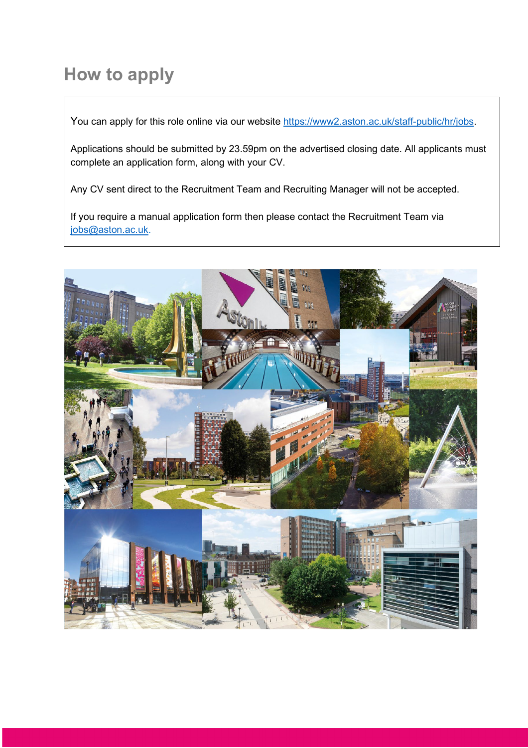## How to apply

You can apply for this role online via our website https://www2.aston.ac.uk/staff-public/hr/jobs.

Applications should be submitted by 23.59pm on the advertised closing date. All applicants must complete an application form, along with your CV.

Any CV sent direct to the Recruitment Team and Recruiting Manager will not be accepted.

If you require a manual application form then please contact the Recruitment Team via jobs@aston.ac.uk.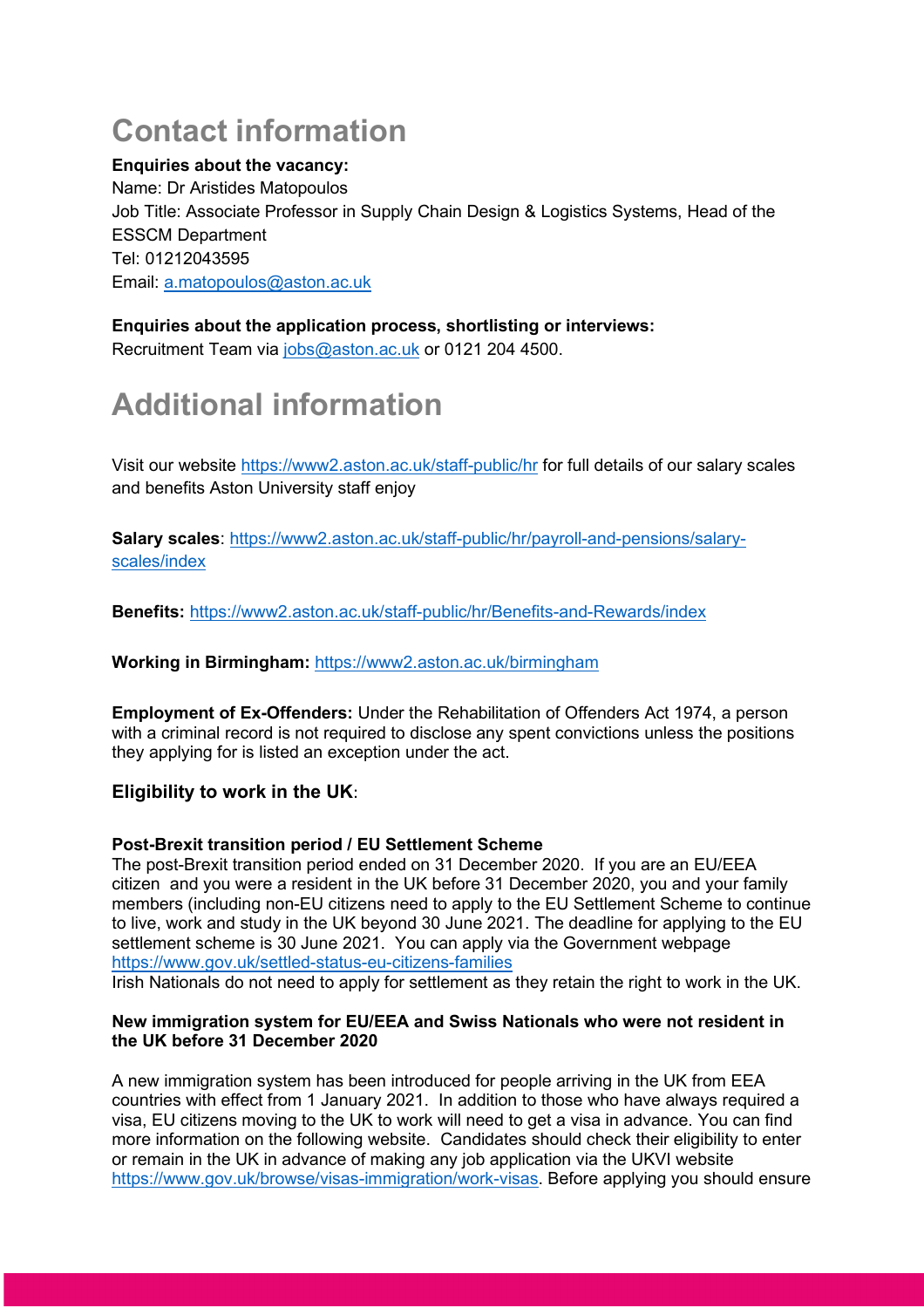# Contact information

**Enquiries about the vacancy:**
Name: Dr Aristides Matopoulos
Job Title: Associate Professor in Supply Chain Design & Logistics Systems, Head of the ESSCM Department
Tel: 01212043595
Email: a.matopoulos@aston.ac.uk

**Enquiries about the application process, shortlisting or interviews:**
Recruitment Team via jobs@aston.ac.uk or 0121 204 4500.

# Additional information

Visit our website https://www2.aston.ac.uk/staff-public/hr for full details of our salary scales and benefits Aston University staff enjoy

**Salary scales**: https://www2.aston.ac.uk/staff-public/hr/payroll-and-pensions/salary-scales/index

**Benefits:** https://www2.aston.ac.uk/staff-public/hr/Benefits-and-Rewards/index

**Working in Birmingham:** https://www2.aston.ac.uk/birmingham

**Employment of Ex-Offenders:** Under the Rehabilitation of Offenders Act 1974, a person with a criminal record is not required to disclose any spent convictions unless the positions they applying for is listed an exception under the act.

### Eligibility to work in the UK:

**Post-Brexit transition period / EU Settlement Scheme**
The post-Brexit transition period ended on 31 December 2020. If you are an EU/EEA citizen and you were a resident in the UK before 31 December 2020, you and your family members (including non-EU citizens need to apply to the EU Settlement Scheme to continue to live, work and study in the UK beyond 30 June 2021. The deadline for applying to the EU settlement scheme is 30 June 2021. You can apply via the Government webpage https://www.gov.uk/settled-status-eu-citizens-families
Irish Nationals do not need to apply for settlement as they retain the right to work in the UK.

**New immigration system for EU/EEA and Swiss Nationals who were not resident in the UK before 31 December 2020**

A new immigration system has been introduced for people arriving in the UK from EEA countries with effect from 1 January 2021. In addition to those who have always required a visa, EU citizens moving to the UK to work will need to get a visa in advance. You can find more information on the following website. Candidates should check their eligibility to enter or remain in the UK in advance of making any job application via the UKVI website https://www.gov.uk/browse/visas-immigration/work-visas. Before applying you should ensure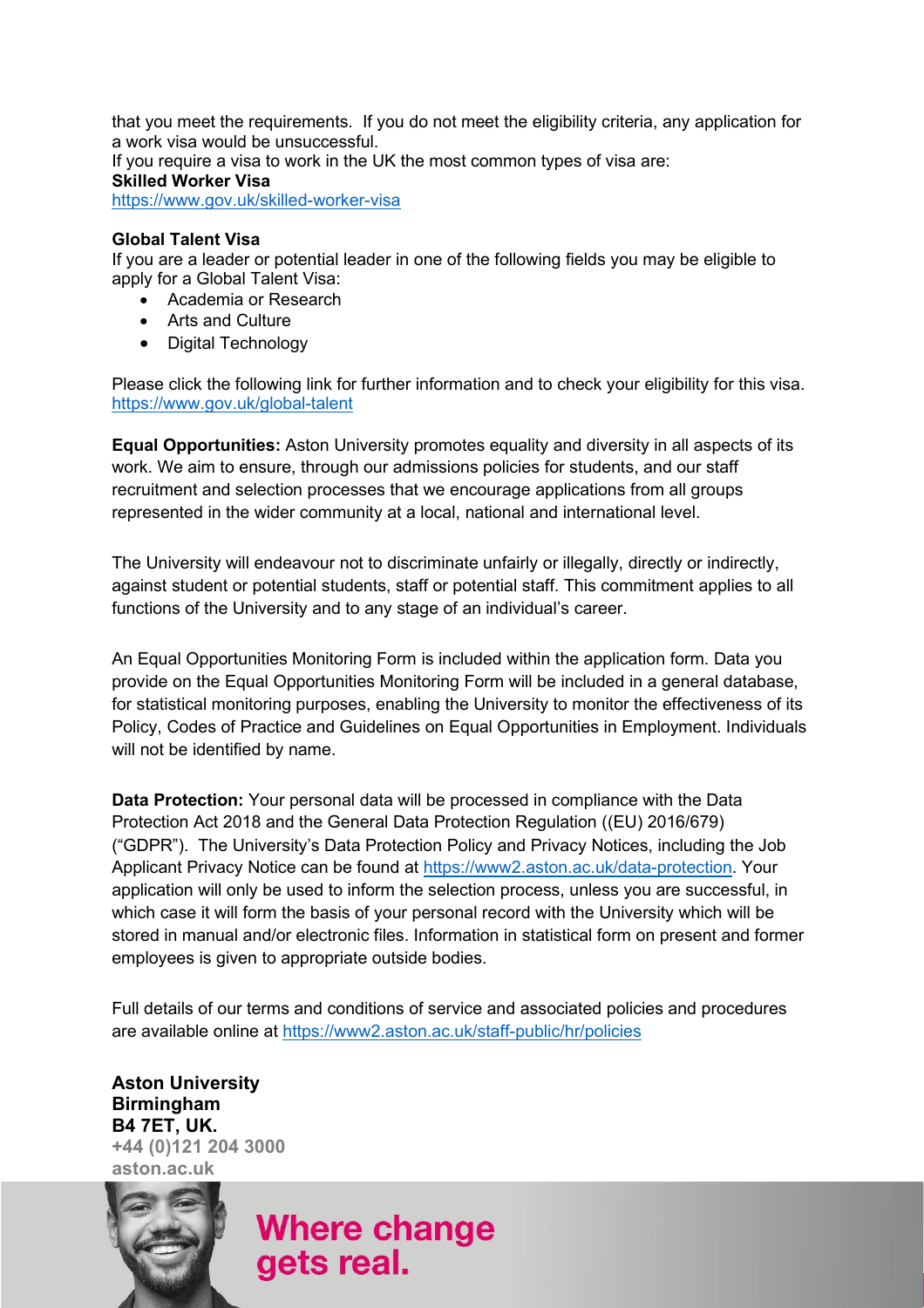that you meet the requirements. If you do not meet the eligibility criteria, any application for a work visa would be unsuccessful.
If you require a visa to work in the UK the most common types of visa are:

**Skilled Worker Visa**
https://www.gov.uk/skilled-worker-visa

**Global Talent Visa**
If you are a leader or potential leader in one of the following fields you may be eligible to apply for a Global Talent Visa:

- Academia or Research
- Arts and Culture
- Digital Technology

Please click the following link for further information and to check your eligibility for this visa.
https://www.gov.uk/global-talent

**Equal Opportunities:** Aston University promotes equality and diversity in all aspects of its work. We aim to ensure, through our admissions policies for students, and our staff recruitment and selection processes that we encourage applications from all groups represented in the wider community at a local, national and international level.

The University will endeavour not to discriminate unfairly or illegally, directly or indirectly, against student or potential students, staff or potential staff. This commitment applies to all functions of the University and to any stage of an individual's career.

An Equal Opportunities Monitoring Form is included within the application form. Data you provide on the Equal Opportunities Monitoring Form will be included in a general database, for statistical monitoring purposes, enabling the University to monitor the effectiveness of its Policy, Codes of Practice and Guidelines on Equal Opportunities in Employment. Individuals will not be identified by name.

**Data Protection:** Your personal data will be processed in compliance with the Data Protection Act 2018 and the General Data Protection Regulation ((EU) 2016/679) ("GDPR"). The University's Data Protection Policy and Privacy Notices, including the Job Applicant Privacy Notice can be found at https://www2.aston.ac.uk/data-protection. Your application will only be used to inform the selection process, unless you are successful, in which case it will form the basis of your personal record with the University which will be stored in manual and/or electronic files. Information in statistical form on present and former employees is given to appropriate outside bodies.

Full details of our terms and conditions of service and associated policies and procedures are available online at https://www2.aston.ac.uk/staff-public/hr/policies

**Aston University**
**Birmingham**
**B4 7ET, UK.**
**+44 (0)121 204 3000**
**aston.ac.uk**

**Where change gets real.**